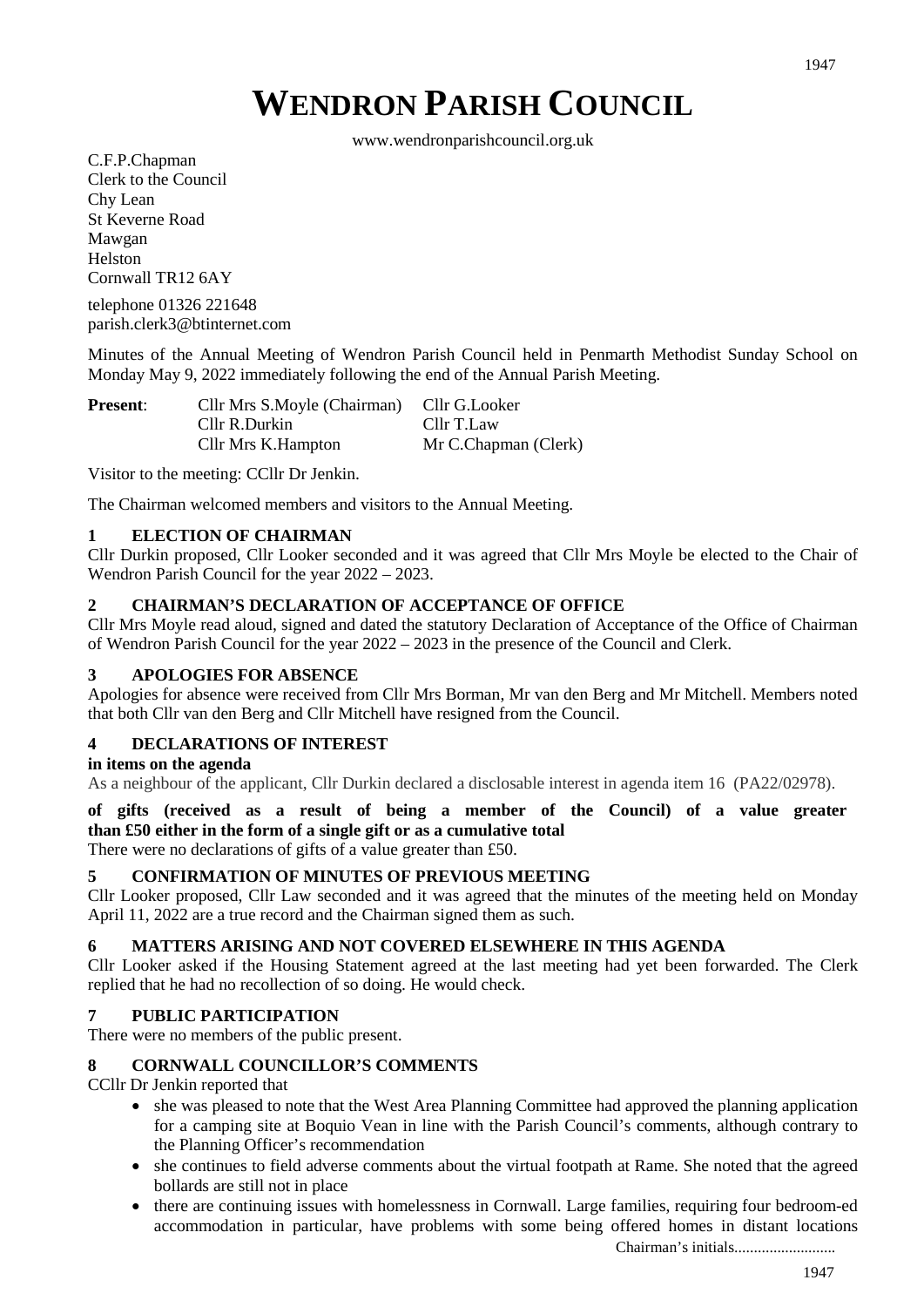# WENDRON PARISH COUNCIL

www.wendronparishcouncil.org.uk

C.F.P.Chapman
Clerk to the Council
Chy Lean
St Keverne Road
Mawgan
Helston
Cornwall TR12 6AY

telephone 01326 221648
parish.clerk3@btinternet.com

Minutes of the Annual Meeting of Wendron Parish Council held in Penmarth Methodist Sunday School on Monday May 9, 2022 immediately following the end of the Annual Parish Meeting.

| **Present**: | Cllr Mrs S.Moyle (Chairman) | Cllr G.Looker |
|---|---|---|
| | Cllr R.Durkin | Cllr T.Law |
| | Cllr Mrs K.Hampton | Mr C.Chapman (Clerk) |

Visitor to the meeting: CCllr Dr Jenkin.

The Chairman welcomed members and visitors to the Annual Meeting.

### 1 ELECTION OF CHAIRMAN

Cllr Durkin proposed, Cllr Looker seconded and it was agreed that Cllr Mrs Moyle be elected to the Chair of Wendron Parish Council for the year 2022 – 2023.

### 2 CHAIRMAN'S DECLARATION OF ACCEPTANCE OF OFFICE

Cllr Mrs Moyle read aloud, signed and dated the statutory Declaration of Acceptance of the Office of Chairman of Wendron Parish Council for the year 2022 – 2023 in the presence of the Council and Clerk.

### 3 APOLOGIES FOR ABSENCE

Apologies for absence were received from Cllr Mrs Borman, Mr van den Berg and Mr Mitchell. Members noted that both Cllr van den Berg and Cllr Mitchell have resigned from the Council.

### 4 DECLARATIONS OF INTEREST

**in items on the agenda**

As a neighbour of the applicant, Cllr Durkin declared a disclosable interest in agenda item 16 (PA22/02978).

**of gifts (received as a result of being a member of the Council) of a value greater than £50 either in the form of a single gift or as a cumulative total**

There were no declarations of gifts of a value greater than £50.

### 5 CONFIRMATION OF MINUTES OF PREVIOUS MEETING

Cllr Looker proposed, Cllr Law seconded and it was agreed that the minutes of the meeting held on Monday April 11, 2022 are a true record and the Chairman signed them as such.

### 6 MATTERS ARISING AND NOT COVERED ELSEWHERE IN THIS AGENDA

Cllr Looker asked if the Housing Statement agreed at the last meeting had yet been forwarded. The Clerk replied that he had no recollection of so doing. He would check.

### 7 PUBLIC PARTICIPATION

There were no members of the public present.

### 8 CORNWALL COUNCILLOR'S COMMENTS

CCllr Dr Jenkin reported that

- she was pleased to note that the West Area Planning Committee had approved the planning application for a camping site at Boquio Vean in line with the Parish Council's comments, although contrary to the Planning Officer's recommendation
- she continues to field adverse comments about the virtual footpath at Rame. She noted that the agreed bollards are still not in place
- there are continuing issues with homelessness in Cornwall. Large families, requiring four bedroom-ed accommodation in particular, have problems with some being offered homes in distant locations

Chairman's initials..........................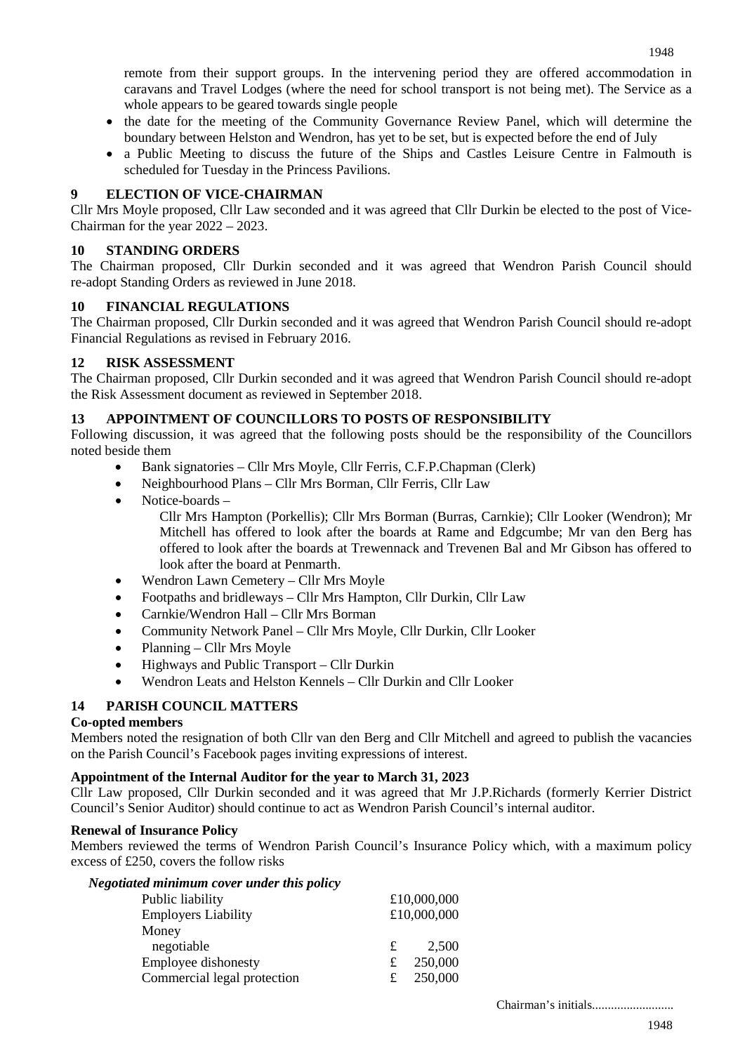remote from their support groups. In the intervening period they are offered accommodation in caravans and Travel Lodges (where the need for school transport is not being met). The Service as a whole appears to be geared towards single people

- the date for the meeting of the Community Governance Review Panel, which will determine the boundary between Helston and Wendron, has yet to be set, but is expected before the end of July
- a Public Meeting to discuss the future of the Ships and Castles Leisure Centre in Falmouth is scheduled for Tuesday in the Princess Pavilions.

## 9 ELECTION OF VICE-CHAIRMAN

Cllr Mrs Moyle proposed, Cllr Law seconded and it was agreed that Cllr Durkin be elected to the post of Vice-Chairman for the year 2022 – 2023.

## 10 STANDING ORDERS

The Chairman proposed, Cllr Durkin seconded and it was agreed that Wendron Parish Council should re-adopt Standing Orders as reviewed in June 2018.

## 10 FINANCIAL REGULATIONS

The Chairman proposed, Cllr Durkin seconded and it was agreed that Wendron Parish Council should re-adopt Financial Regulations as revised in February 2016.

## 12 RISK ASSESSMENT

The Chairman proposed, Cllr Durkin seconded and it was agreed that Wendron Parish Council should re-adopt the Risk Assessment document as reviewed in September 2018.

## 13 APPOINTMENT OF COUNCILLORS TO POSTS OF RESPONSIBILITY

Following discussion, it was agreed that the following posts should be the responsibility of the Councillors noted beside them

- Bank signatories – Cllr Mrs Moyle, Cllr Ferris, C.F.P.Chapman (Clerk)
- Neighbourhood Plans – Cllr Mrs Borman, Cllr Ferris, Cllr Law
- Notice-boards –

  Cllr Mrs Hampton (Porkellis); Cllr Mrs Borman (Burras, Carnkie); Cllr Looker (Wendron); Mr Mitchell has offered to look after the boards at Rame and Edgcumbe; Mr van den Berg has offered to look after the boards at Trewennack and Trevenen Bal and Mr Gibson has offered to look after the board at Penmarth.
- Wendron Lawn Cemetery – Cllr Mrs Moyle
- Footpaths and bridleways – Cllr Mrs Hampton, Cllr Durkin, Cllr Law
- Carnkie/Wendron Hall – Cllr Mrs Borman
- Community Network Panel – Cllr Mrs Moyle, Cllr Durkin, Cllr Looker
- Planning – Cllr Mrs Moyle
- Highways and Public Transport – Cllr Durkin
- Wendron Leats and Helston Kennels – Cllr Durkin and Cllr Looker

## 14 PARISH COUNCIL MATTERS

**Co-opted members**

Members noted the resignation of both Cllr van den Berg and Cllr Mitchell and agreed to publish the vacancies on the Parish Council's Facebook pages inviting expressions of interest.

**Appointment of the Internal Auditor for the year to March 31, 2023**

Cllr Law proposed, Cllr Durkin seconded and it was agreed that Mr J.P.Richards (formerly Kerrier District Council's Senior Auditor) should continue to act as Wendron Parish Council's internal auditor.

**Renewal of Insurance Policy**

Members reviewed the terms of Wendron Parish Council's Insurance Policy which, with a maximum policy excess of £250, covers the follow risks

***Negotiated minimum cover under this policy***

| | |
|---|---|
| Public liability | £10,000,000 |
| Employers Liability | £10,000,000 |
| Money | |
| negotiable | £ 2,500 |
| Employee dishonesty | £ 250,000 |
| Commercial legal protection | £ 250,000 |

Chairman's initials..........................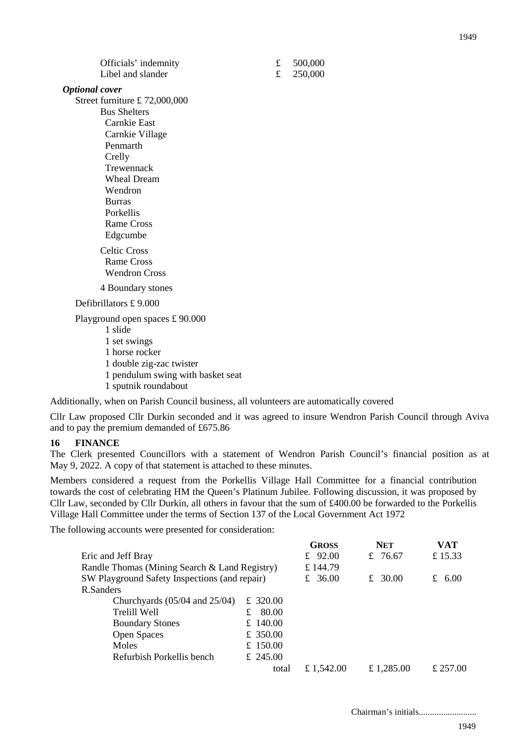| | | |
|---|---|---|
| Officials' indemnity | £ | 500,000 |
| Libel and slander | £ | 250,000 |

***Optional cover***

Street furniture £ 72,000,000

Bus Shelters
- Carnkie East
- Carnkie Village
- Penmarth
- Crelly
- Trewennack
- Wheal Dream
- Wendron
- Burras
- Porkellis
- Rame Cross
- Edgcumbe

Celtic Cross
- Rame Cross
- Wendron Cross

4 Boundary stones

Defibrillators £ 9.000

Playground open spaces £ 90.000
- 1 slide
- 1 set swings
- 1 horse rocker
- 1 double zig-zac twister
- 1 pendulum swing with basket seat
- 1 sputnik roundabout

Additionally, when on Parish Council business, all volunteers are automatically covered

Cllr Law proposed Cllr Durkin seconded and it was agreed to insure Wendron Parish Council through Aviva and to pay the premium demanded of £675.86

**16 FINANCE**

The Clerk presented Councillors with a statement of Wendron Parish Council's financial position as at May 9, 2022. A copy of that statement is attached to these minutes.

Members considered a request from the Porkellis Village Hall Committee for a financial contribution towards the cost of celebrating HM the Queen's Platinum Jubilee. Following discussion, it was proposed by Cllr Law, seconded by Cllr Durkin, all others in favour that the sum of £400.00 be forwarded to the Porkellis Village Hall Committee under the terms of Section 137 of the Local Government Act 1972

The following accounts were presented for consideration:

| | | Gross | Net | VAT |
|---|---|---|---|---|
| Eric and Jeff Bray | | £ 92.00 | £ 76.67 | £ 15.33 |
| Randle Thomas (Mining Search & Land Registry) | | £ 144.79 | | |
| SW Playground Safety Inspections (and repair) | | £ 36.00 | £ 30.00 | £ 6.00 |
| R.Sanders | | | | |
| Churchyards (05/04 and 25/04) | £ 320.00 | | | |
| Trelill Well | £ 80.00 | | | |
| Boundary Stones | £ 140.00 | | | |
| Open Spaces | £ 350.00 | | | |
| Moles | £ 150.00 | | | |
| Refurbish Porkellis bench | £ 245.00 | | | |
| | total | £ 1,542.00 | £ 1,285.00 | £ 257.00 |

Chairman's initials..........................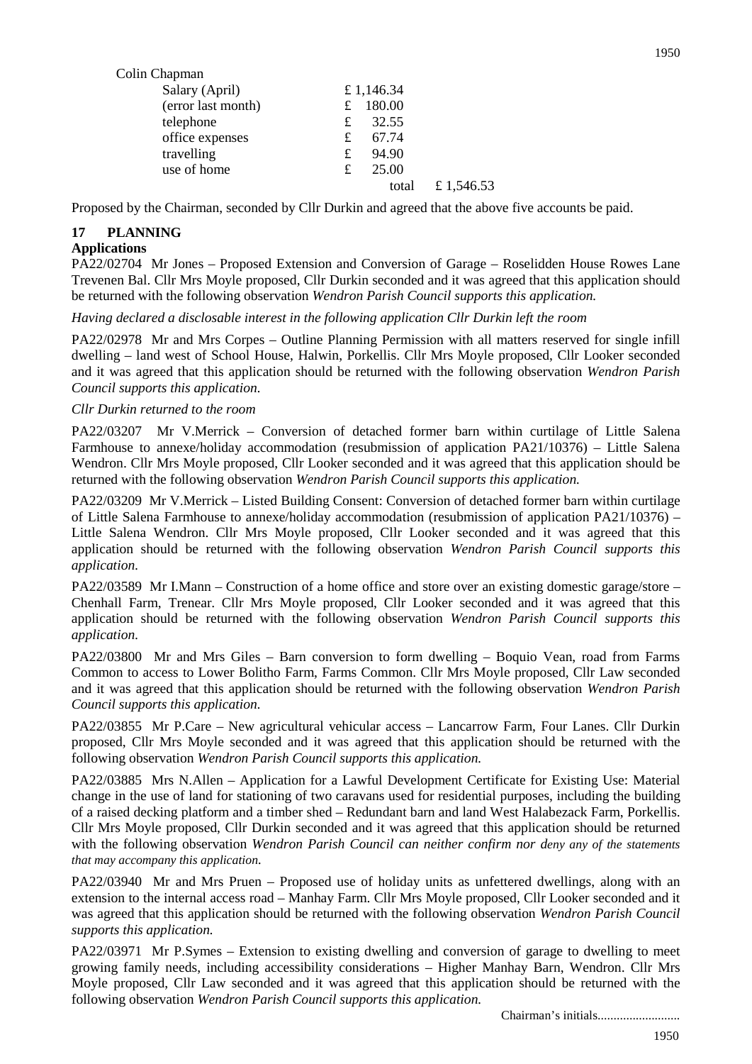Colin Chapman

| | | |
|---|---|---|
| Salary (April) | £ 1,146.34 | |
| (error last month) | £ 180.00 | |
| telephone | £ 32.55 | |
| office expenses | £ 67.74 | |
| travelling | £ 94.90 | |
| use of home | £ 25.00 | |
| | total | £ 1,546.53 |

Proposed by the Chairman, seconded by Cllr Durkin and agreed that the above five accounts be paid.

## 17 PLANNING

**Applications**

PA22/02704 Mr Jones – Proposed Extension and Conversion of Garage – Roselidden House Rowes Lane Trevenen Bal. Cllr Mrs Moyle proposed, Cllr Durkin seconded and it was agreed that this application should be returned with the following observation *Wendron Parish Council supports this application.*

*Having declared a disclosable interest in the following application Cllr Durkin left the room*

PA22/02978 Mr and Mrs Corpes – Outline Planning Permission with all matters reserved for single infill dwelling – land west of School House, Halwin, Porkellis. Cllr Mrs Moyle proposed, Cllr Looker seconded and it was agreed that this application should be returned with the following observation *Wendron Parish Council supports this application.*

*Cllr Durkin returned to the room*

PA22/03207 Mr V.Merrick – Conversion of detached former barn within curtilage of Little Salena Farmhouse to annexe/holiday accommodation (resubmission of application PA21/10376) – Little Salena Wendron. Cllr Mrs Moyle proposed, Cllr Looker seconded and it was agreed that this application should be returned with the following observation *Wendron Parish Council supports this application.*

PA22/03209 Mr V.Merrick – Listed Building Consent: Conversion of detached former barn within curtilage of Little Salena Farmhouse to annexe/holiday accommodation (resubmission of application PA21/10376) – Little Salena Wendron. Cllr Mrs Moyle proposed, Cllr Looker seconded and it was agreed that this application should be returned with the following observation *Wendron Parish Council supports this application.*

PA22/03589 Mr I.Mann – Construction of a home office and store over an existing domestic garage/store – Chenhall Farm, Trenear. Cllr Mrs Moyle proposed, Cllr Looker seconded and it was agreed that this application should be returned with the following observation *Wendron Parish Council supports this application.*

PA22/03800 Mr and Mrs Giles – Barn conversion to form dwelling – Boquio Vean, road from Farms Common to access to Lower Bolitho Farm, Farms Common. Cllr Mrs Moyle proposed, Cllr Law seconded and it was agreed that this application should be returned with the following observation *Wendron Parish Council supports this application.*

PA22/03855 Mr P.Care – New agricultural vehicular access – Lancarrow Farm, Four Lanes. Cllr Durkin proposed, Cllr Mrs Moyle seconded and it was agreed that this application should be returned with the following observation *Wendron Parish Council supports this application.*

PA22/03885 Mrs N.Allen – Application for a Lawful Development Certificate for Existing Use: Material change in the use of land for stationing of two caravans used for residential purposes, including the building of a raised decking platform and a timber shed – Redundant barn and land West Halabezack Farm, Porkellis. Cllr Mrs Moyle proposed, Cllr Durkin seconded and it was agreed that this application should be returned with the following observation *Wendron Parish Council can neither confirm nor deny any of the statements that may accompany this application.*

PA22/03940 Mr and Mrs Pruen – Proposed use of holiday units as unfettered dwellings, along with an extension to the internal access road – Manhay Farm. Cllr Mrs Moyle proposed, Cllr Looker seconded and it was agreed that this application should be returned with the following observation *Wendron Parish Council supports this application.*

PA22/03971 Mr P.Symes – Extension to existing dwelling and conversion of garage to dwelling to meet growing family needs, including accessibility considerations – Higher Manhay Barn, Wendron. Cllr Mrs Moyle proposed, Cllr Law seconded and it was agreed that this application should be returned with the following observation *Wendron Parish Council supports this application.*

Chairman's initials..........................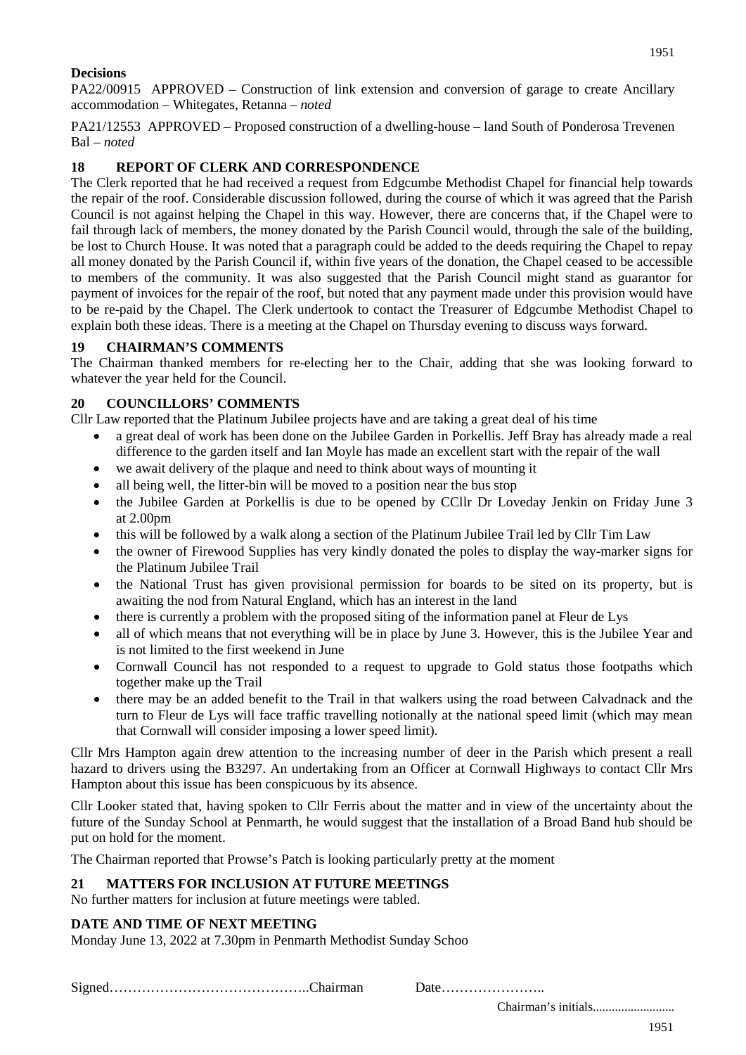**Decisions**

PA22/00915 APPROVED – Construction of link extension and conversion of garage to create Ancillary accommodation – Whitegates, Retanna – *noted*

PA21/12553 APPROVED – Proposed construction of a dwelling-house – land South of Ponderosa Trevenen Bal – *noted*

## 18 REPORT OF CLERK AND CORRESPONDENCE

The Clerk reported that he had received a request from Edgcumbe Methodist Chapel for financial help towards the repair of the roof. Considerable discussion followed, during the course of which it was agreed that the Parish Council is not against helping the Chapel in this way. However, there are concerns that, if the Chapel were to fail through lack of members, the money donated by the Parish Council would, through the sale of the building, be lost to Church House. It was noted that a paragraph could be added to the deeds requiring the Chapel to repay all money donated by the Parish Council if, within five years of the donation, the Chapel ceased to be accessible to members of the community. It was also suggested that the Parish Council might stand as guarantor for payment of invoices for the repair of the roof, but noted that any payment made under this provision would have to be re-paid by the Chapel. The Clerk undertook to contact the Treasurer of Edgcumbe Methodist Chapel to explain both these ideas. There is a meeting at the Chapel on Thursday evening to discuss ways forward.

## 19 CHAIRMAN'S COMMENTS

The Chairman thanked members for re-electing her to the Chair, adding that she was looking forward to whatever the year held for the Council.

## 20 COUNCILLORS' COMMENTS

Cllr Law reported that the Platinum Jubilee projects have and are taking a great deal of his time

- a great deal of work has been done on the Jubilee Garden in Porkellis. Jeff Bray has already made a real difference to the garden itself and Ian Moyle has made an excellent start with the repair of the wall
- we await delivery of the plaque and need to think about ways of mounting it
- all being well, the litter-bin will be moved to a position near the bus stop
- the Jubilee Garden at Porkellis is due to be opened by CCllr Dr Loveday Jenkin on Friday June 3 at 2.00pm
- this will be followed by a walk along a section of the Platinum Jubilee Trail led by Cllr Tim Law
- the owner of Firewood Supplies has very kindly donated the poles to display the way-marker signs for the Platinum Jubilee Trail
- the National Trust has given provisional permission for boards to be sited on its property, but is awaiting the nod from Natural England, which has an interest in the land
- there is currently a problem with the proposed siting of the information panel at Fleur de Lys
- all of which means that not everything will be in place by June 3. However, this is the Jubilee Year and is not limited to the first weekend in June
- Cornwall Council has not responded to a request to upgrade to Gold status those footpaths which together make up the Trail
- there may be an added benefit to the Trail in that walkers using the road between Calvadnack and the turn to Fleur de Lys will face traffic travelling notionally at the national speed limit (which may mean that Cornwall will consider imposing a lower speed limit).

Cllr Mrs Hampton again drew attention to the increasing number of deer in the Parish which present a reall hazard to drivers using the B3297. An undertaking from an Officer at Cornwall Highways to contact Cllr Mrs Hampton about this issue has been conspicuous by its absence.

Cllr Looker stated that, having spoken to Cllr Ferris about the matter and in view of the uncertainty about the future of the Sunday School at Penmarth, he would suggest that the installation of a Broad Band hub should be put on hold for the moment.

The Chairman reported that Prowse's Patch is looking particularly pretty at the moment

## 21 MATTERS FOR INCLUSION AT FUTURE MEETINGS

No further matters for inclusion at future meetings were tabled.

## DATE AND TIME OF NEXT MEETING

Monday June 13, 2022 at 7.30pm in Penmarth Methodist Sunday Schoo

Signed……………………………………..Chairman Date…………………..

Chairman's initials..........................